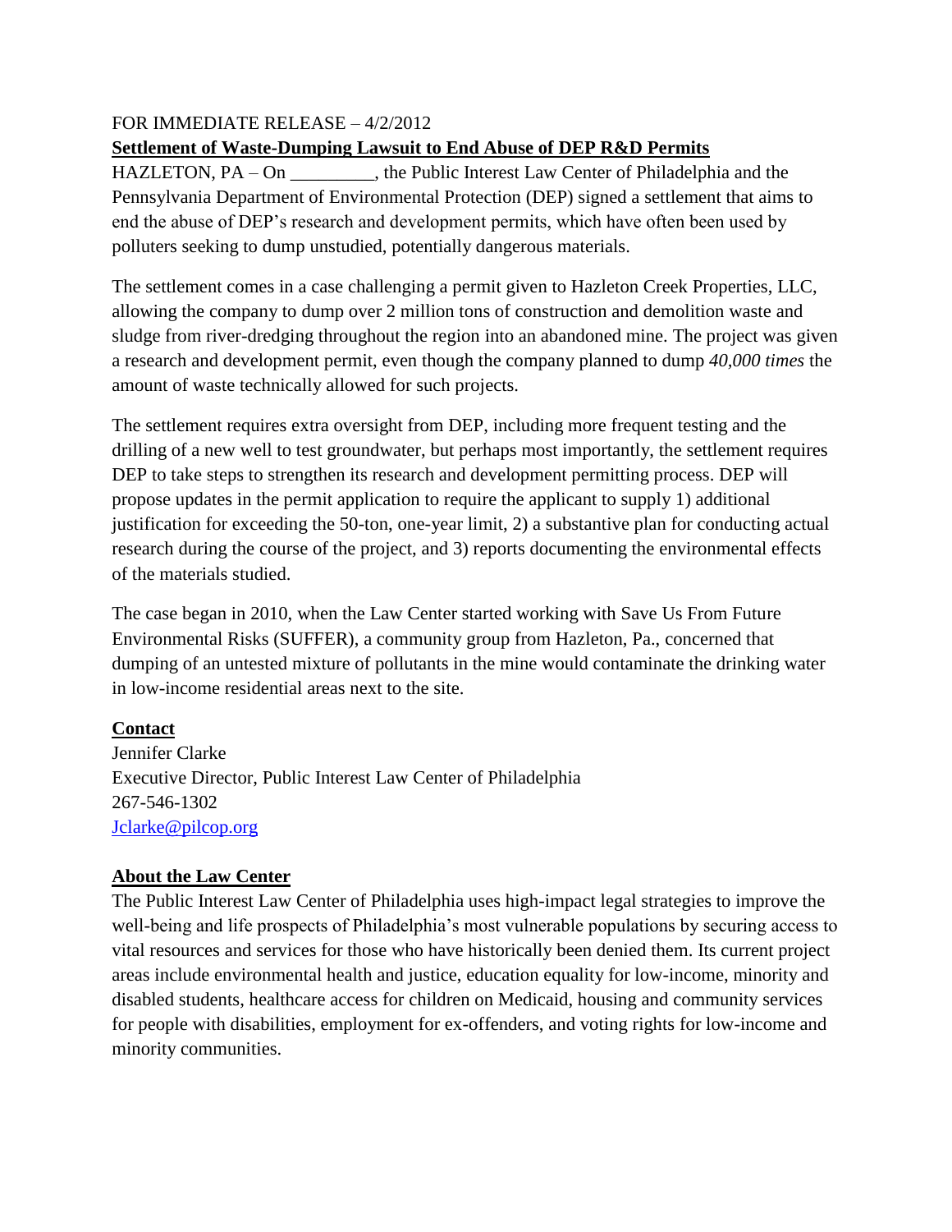FOR IMMEDIATE RELEASE – 4/2/2012

**Settlement of Waste-Dumping Lawsuit to End Abuse of DEP R&D Permits**

HAZLETON, PA – On _________, the Public Interest Law Center of Philadelphia and the Pennsylvania Department of Environmental Protection (DEP) signed a settlement that aims to end the abuse of DEP's research and development permits, which have often been used by polluters seeking to dump unstudied, potentially dangerous materials.

The settlement comes in a case challenging a permit given to Hazleton Creek Properties, LLC, allowing the company to dump over 2 million tons of construction and demolition waste and sludge from river-dredging throughout the region into an abandoned mine. The project was given a research and development permit, even though the company planned to dump *40,000 times* the amount of waste technically allowed for such projects.

The settlement requires extra oversight from DEP, including more frequent testing and the drilling of a new well to test groundwater, but perhaps most importantly, the settlement requires DEP to take steps to strengthen its research and development permitting process. DEP will propose updates in the permit application to require the applicant to supply 1) additional justification for exceeding the 50-ton, one-year limit, 2) a substantive plan for conducting actual research during the course of the project, and 3) reports documenting the environmental effects of the materials studied.

The case began in 2010, when the Law Center started working with Save Us From Future Environmental Risks (SUFFER), a community group from Hazleton, Pa., concerned that dumping of an untested mixture of pollutants in the mine would contaminate the drinking water in low-income residential areas next to the site.

**Contact**

Jennifer Clarke
Executive Director, Public Interest Law Center of Philadelphia
267-546-1302
Jclarke@pilcop.org

**About the Law Center**

The Public Interest Law Center of Philadelphia uses high-impact legal strategies to improve the well-being and life prospects of Philadelphia's most vulnerable populations by securing access to vital resources and services for those who have historically been denied them. Its current project areas include environmental health and justice, education equality for low-income, minority and disabled students, healthcare access for children on Medicaid, housing and community services for people with disabilities, employment for ex-offenders, and voting rights for low-income and minority communities.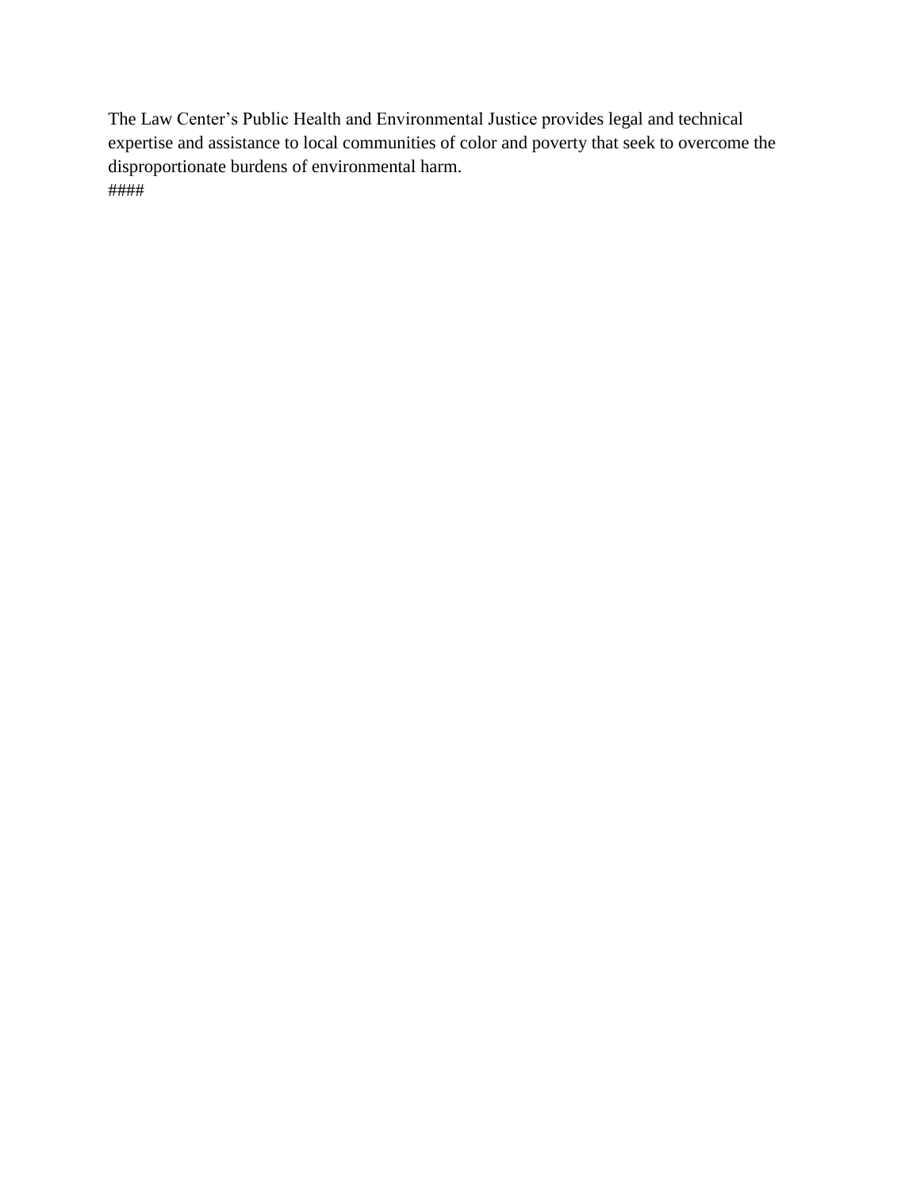The Law Center’s Public Health and Environmental Justice provides legal and technical expertise and assistance to local communities of color and poverty that seek to overcome the disproportionate burdens of environmental harm.

####